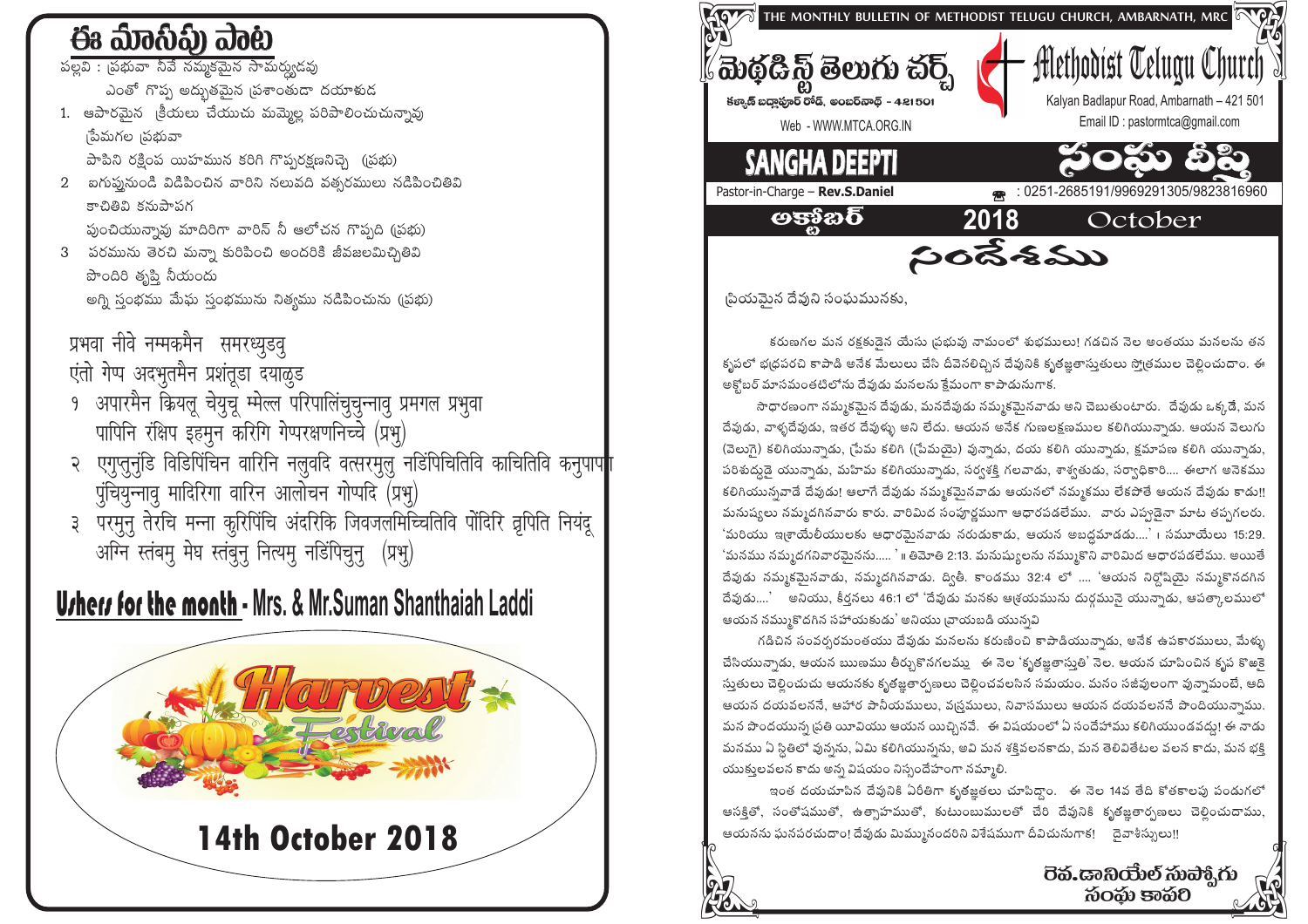## ఈ మాసపు పాట

పల్లవి : ప్రభువా నీవే నమ్మకమైన సామర్థ్యుడవు
ఎంతో గొప్ప అద్భుతమైన ప్రశాంతుడా దయాళుడ

1. అపారమైన క్రియలు చేయుచు మమ్మెల్ల పరిపాలించుచున్నావు ప్రేమగల ప్రభువా
పాపిని రక్షింప యిహమున కరిగి గొప్పరక్షణనిచ్చె (ప్రభు)
2. ఐగుప్తునుండి విడిపించిన వారిని నలువది వత్సరములు నడిపించితివి కాచితివి కనుపాపగ
పుంచియున్నావు మాదిరిగా వారిన్ నీ ఆలోచన గొప్పది (ప్రభు)
3. పరమును తెరచి మన్నా కురిపించి అందరికి జీవజలమిచ్చితివి పొందిరి తృప్తి నీయందు
అగ్ని స్తంభము మేఘ స్తంభమును నిత్యము నడిపించును (ప్రభు)

प्रभवा नीवे नम्मकमैन समरथ्युडवु
एंतो गेप्प अदभुतमैन प्रशंतूडा दयाळुड
१ अपारमैन क्रियलू चेयुचू म्मेल्ल परिपालिंचुचुन्नावु प्रमगल प्रभुवा
पापिनि रंक्षिप इहमुन करिगि गेप्परक्षणनिच्चे (प्रभु)
२ एगुप्तुनुंडि विडिपिंचिन वारिनि नलुवदि वत्सरमुलु नडिपिंचितिवि काचितिवि कनुपापा
पुंचियुन्नावु मादिरिगा वारिन आलोचन गोप्पदि (प्रभु)
३ परमुनु तेरचि मन्ना कुरिपिंचि अंदरिकि जिवजलमिच्चितिवि पोंदिरि त्रृपिति नियंदू
अग्नि स्तंबमु मेघ स्तंबुनु नित्यमु नडिंपिचुनु (प्रभु)

**Ushers for the month** - Mrs. & Mr.Suman Shanthaiah Laddi

Harvest Festival

14th October 2018

THE MONTHLY BULLETIN OF METHODIST TELUGU CHURCH, AMBARNATH, MRC

# మెథడిస్ట్ తెలుగు చర్చ్ / Methodist Telugu Church

కళ్యాణ్ బద్లాపూర్ రోడ్, అంబర్‌నాథ్ - 421501
Kalyan Badlapur Road, Ambarnath – 421 501

Web - WWW.MTCA.ORG.IN
Email ID : pastormtca@gmail.com

# SANGHA DEEPTI / సంఘ దీప్తి

Pastor-in-Charge – **Rev.S.Daniel**
: 0251-2685191/9969291305/9823816960

అక్టోబర్ 2018 October

## సందేశము

ప్రియమైన దేవుని సంఘమునకు,

కరుణగల మన రక్షకుడైన యేసు ప్రభువు నామంలో శుభములు! గడచిన నెల అంతయు మనలను తన కృపలో భద్రపరచి కాపాడి అనేక మేలులు చేసి దీవెనలిచ్చిన దేవునికి కృతజ్ఞతాస్తుతులు స్తోత్రముల చెల్లించుదాం. ఈ అక్టోబర్ మాసమంతటిలోను దేవుడు మనలను క్షేమంగా కాపాడునుగాక.

సాధారణంగా నమ్మకమైన దేవుడు, మనదేవుడు నమ్మకమైనవాడు అని చెబుతుంటారు. దేవుడు ఒక్కడే, మన దేవుడు, వాళ్ళదేవుడు, ఇతర దేవుళ్ళు అని లేదు. ఆయన అనేక గుణలక్షణముల కలిగియున్నాడు. ఆయన వెలుగు (వెలుగై) కలిగియున్నాడు, ప్రేమ కలిగి (ప్రేమయై) వున్నాడు, దయ కలిగి యున్నాడు, క్షమాపణ కలిగి యున్నాడు, పరిశుద్ధుడై యున్నాడు, మహిమ కలిగియున్నాడు, సర్వశక్తి గలవాడు, శాశ్వతుడు, సర్వాధికారి.... ఈలాగ అనేకము కలిగియున్నవాడే దేవుడు! అలాగే దేవుడు నమ్మకమైనవాడు ఆయనలో నమ్మకము లేకపోతే ఆయన దేవుడు కాడు!! మనుష్యులు నమ్మదగినవారు కారు. వారిమీద సంపూర్ణముగా ఆధారపడలేము. వారు ఎప్పుడైనా మాట తప్పగలరు. 'మరియు ఇశ్రాయేలీయులకు ఆధారమైనవాడు నరుడుకాడు, ఆయన అబద్ధమాడడు....' । సమూయేలు 15:29. 'మనము నమ్మదగనివారమైనను.....' ॥ తిమోతి 2:13. మనుష్యులను నమ్ముకొని వారిమీద ఆధారపడలేము. అయితే దేవుడు నమ్మకమైనవాడు, నమ్మదగినవాడు. ద్వితీ. కాండము 32:4 లో .... 'ఆయన నిర్దోషియై నమ్ముకొనదగిన దేవుడు....' అనియు, కీర్తనలు 46:1 లో 'దేవుడు మనకు ఆశ్రయమును దుర్గమునై యున్నాడు, ఆపత్కాలములో ఆయన నమ్ముకొనదగిన సహాయకుడు' అనియు వ్రాయబడి యున్నవి

గడిచిన సంవత్సరమంతయు దేవుడు మనలను కరుణించి కాపాడియున్నాడు, అనేక ఉపకారములు, మేళ్ళు చేసియున్నాడు, ఆయన ఋణము తీర్చుకొనగలమ్మ. ఈ నెల 'కృతజ్ఞతాస్తుతి' నెల. ఆయన చూపించిన కృప కొఱకై స్తుతులు చెల్లించుచు ఆయనకు కృతజ్ఞతార్పణలు చెల్లించవలసిన సమయం. మనం సజీవులంగా వున్నామంటే, అది ఆయన దయవలననే, ఆహార పానీయములు, వస్త్రములు, నివాసములు ఆయన దయవలననే పొందియున్నాము. మన పొందయున్న ప్రతి యీవియు ఆయన యిచ్చినవే. ఈ విషయంలో ఏ సందేహాము కలిగియుండవద్దు! ఈ నాడు మనము ఏ స్థితిలో వున్నను, ఏమి కలిగియున్నను, అవి మన శక్తివలనకాదు, మన తెలివితేటల వలన కాదు, మన భక్తి యుక్తులవలన కాదు అన్న విషయం నిస్సందేహంగా నమ్మాలి.

ఇంత దయచూపిన దేవునికి ఏరీతిగా కృతజ్ఞతలు చూపిద్దాం. ఈ నెల 14వ తేది కోతకాలపు పండుగలో ఆసక్తితో, సంతోషముతో, ఉత్సాహముతో, కుటుంబములతో చేరి దేవునికి కృతజ్ఞతార్పణలు చెల్లించుదాము, ఆయనను ఘనపరచుదాం! దేవుడు మిమ్మునందరిని విశేషముగా దీవించునుగాక! దైవాశీస్సులు!!

రెవ.డానియేల్ సుపోగు
సంఘ కాపరి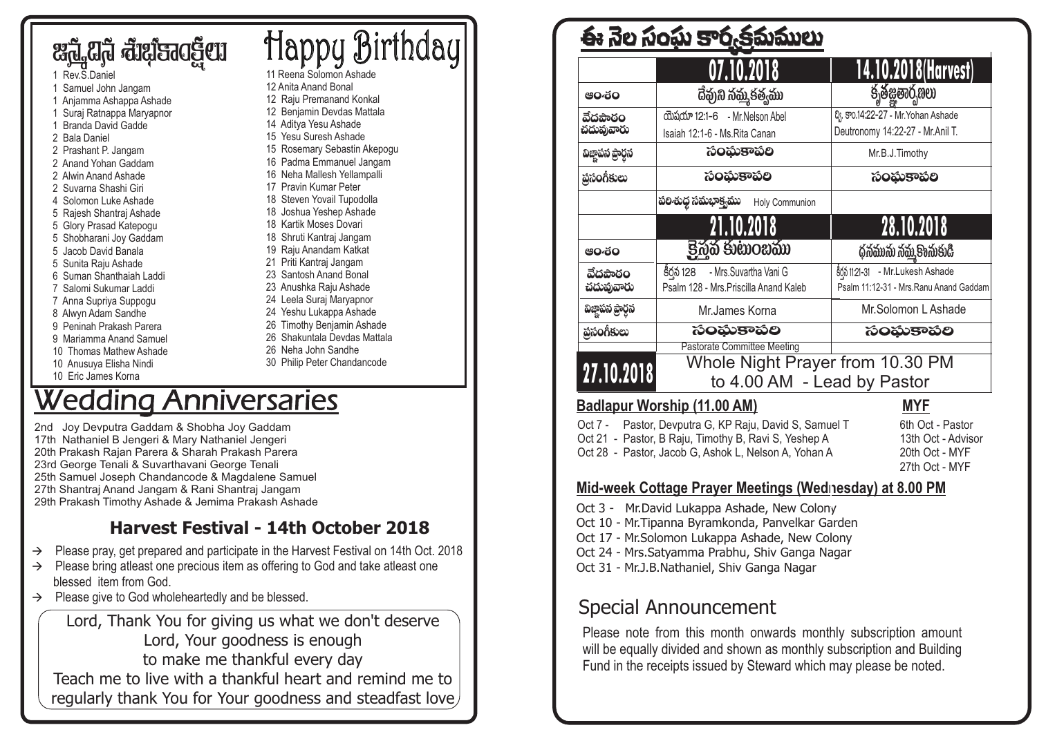# జన్మదిన శుభకాంక్షలు

# Happy Birthday

1 Rev.S.Daniel
1 Samuel John Jangam
1 Anjamma Ashappa Ashade
1 Suraj Ratnappa Maryapnor
1 Branda David Gadde
2 Bala Daniel
2 Prashant P. Jangam
2 Anand Yohan Gaddam
2 Alwin Anand Ashade
2 Suvarna Shashi Giri
4 Solomon Luke Ashade
5 Rajesh Shantraj Ashade
5 Glory Prasad Katepogu
5 Shobharani Joy Gaddam
5 Jacob David Banala
5 Sunita Raju Ashade
6 Suman Shanthaiah Laddi
7 Salomi Sukumar Laddi
7 Anna Supriya Suppogu
8 Alwyn Adam Sandhe
9 Peninah Prakash Parera
9 Mariamma Anand Samuel
10 Thomas Mathew Ashade
10 Anusuya Elisha Nindi
10 Eric James Korna
11 Reena Solomon Ashade
12 Anita Anand Bonal
12 Raju Premanand Konkal
12 Benjamin Devdas Mattala
14 Aditya Yesu Ashade
15 Yesu Suresh Ashade
15 Rosemary Sebastin Akepogu
16 Padma Emmanuel Jangam
16 Neha Mallesh Yellampalli
17 Pravin Kumar Peter
18 Steven Yovail Tupodolla
18 Joshua Yeshep Ashade
18 Kartik Moses Dovari
18 Shruti Kantraj Jangam
19 Raju Anandam Katkat
21 Priti Kantraj Jangam
23 Santosh Anand Bonal
23 Anushka Raju Ashade
24 Leela Suraj Maryapnor
24 Yeshu Lukappa Ashade
26 Timothy Benjamin Ashade
26 Shakuntala Devdas Mattala
26 Neha John Sandhe
30 Philip Peter Chandancode

# Wedding Anniversaries

2nd Joy Devputra Gaddam & Shobha Joy Gaddam
17th Nathaniel B Jengeri & Mary Nathaniel Jengeri
20th Prakash Rajan Parera & Sharah Prakash Parera
23rd George Tenali & Suvarthavani George Tenali
25th Samuel Joseph Chandancode & Magdalene Samuel
27th Shantraj Anand Jangam & Rani Shantraj Jangam
29th Prakash Timothy Ashade & Jemima Prakash Ashade

## Harvest Festival - 14th October 2018

- → Please pray, get prepared and participate in the Harvest Festival on 14th Oct. 2018
- → Please bring atleast one precious item as offering to God and take atleast one blessed item from God.
- → Please give to God wholeheartedly and be blessed.

Lord, Thank You for giving us what we don't deserve
Lord, Your goodness is enough
to make me thankful every day
Teach me to live with a thankful heart and remind me to regularly thank You for Your goodness and steadfast love

# ఈ నెల సంఘ కార్యక్రమములు

| | 07.10.2018 | 14.10.2018(Harvest) |
|---|---|---|
| అంశం | దేవుని నమ్మకత్వము | కృతజ్ఞతార్పణలు |
| వేదపాఠం చదువువారు | యెషయా 12:1-6 - Mr.Nelson Abel<br>Isaiah 12:1-6 - Ms.Rita Canan | ద్వి. కాం.14:22-27 - Mr.Yohan Ashade<br>Deutronomy 14:22-27 - Mr.Anil T. |
| విజ్ఞాపన ప్రార్థన | సంఘకాపరి | Mr.B.J.Timothy |
| ప్రసంగీకులు | సంఘకాపరి | సంఘకాపరి |
| | పరిశుద్ధ సమభాక్త్యము Holy Communion | |
| | 21.10.2018 | 28.10.2018 |
| అంశం | క్రైస్తవ కుటుంబము | ధనమును నమ్మకొనుకుడి |
| వేదపాఠం చదువువారు | కీర్తన 128 - Mrs.Suvartha Vani G<br>Psalm 128 - Mrs.Priscilla Anand Kaleb | కీర్తన 11:21-31 - Mr.Lukesh Ashade<br>Psalm 11:12-31 - Mrs.Ranu Anand Gaddam |
| విజ్ఞాపన ప్రార్థన | Mr.James Korna | Mr.Solomon L Ashade |
| ప్రసంగీకులు | సంఘకాపరి | సంఘకాపరి |
| | Pastorate Committee Meeting | |
| 27.10.2018 | Whole Night Prayer from 10.30 PM to 4.00 AM - Lead by Pastor | |

### Badlapur Worship (11.00 AM)

Oct 7 - Pastor, Devputra G, KP Raju, David S, Samuel T
Oct 21 - Pastor, B Raju, Timothy B, Ravi S, Yeshep A
Oct 28 - Pastor, Jacob G, Ashok L, Nelson A, Yohan A

### MYF

6th Oct - Pastor
13th Oct - Advisor
20th Oct - MYF
27th Oct - MYF

### Mid-week Cottage Prayer Meetings (Wednesday) at 8.00 PM

Oct 3 - Mr.David Lukappa Ashade, New Colony
Oct 10 - Mr.Tipanna Byramkonda, Panvelkar Garden
Oct 17 - Mr.Solomon Lukappa Ashade, New Colony
Oct 24 - Mrs.Satyamma Prabhu, Shiv Ganga Nagar
Oct 31 - Mr.J.B.Nathaniel, Shiv Ganga Nagar

## Special Announcement

Please note from this month onwards monthly subscription amount will be equally divided and shown as monthly subscription and Building Fund in the receipts issued by Steward which may please be noted.